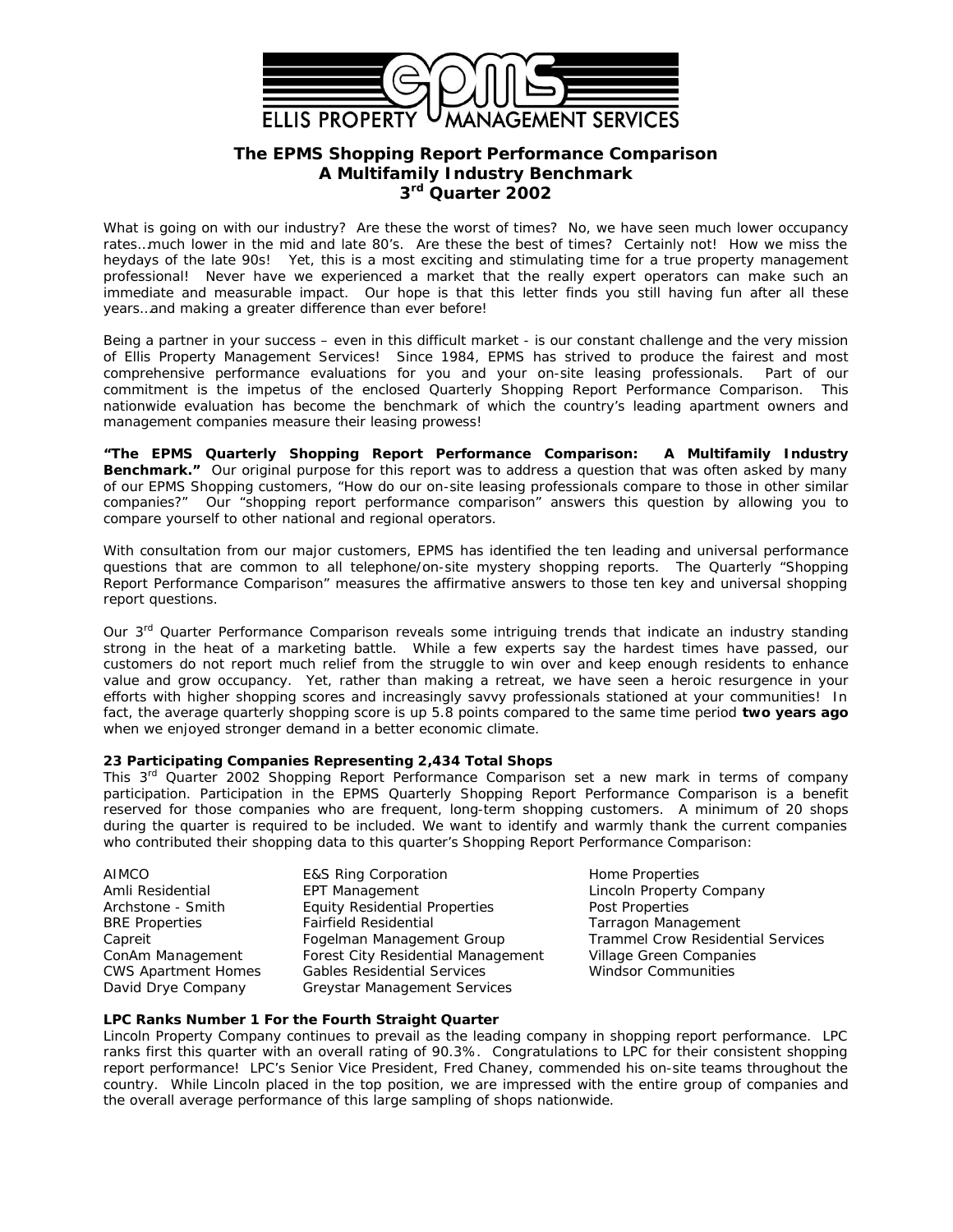ELLIS PROPERTY MANAGEMENT SERVICES

# The EPMS Shopping Report Performance Comparison
## A Multifamily Industry Benchmark
## 3rd Quarter 2002

What is going on with our industry? Are these the worst of times? No, we have seen much lower occupancy rates…much lower in the mid and late 80's. Are these the best of times? Certainly not! How we miss the heydays of the late 90s! Yet, this is a most exciting and stimulating time for a true property management professional! Never have we experienced a market that the really expert operators can make such an immediate and measurable impact. Our hope is that this letter finds you still having fun after all these years…and making a greater difference than ever before!

Being a partner in your success – even in this difficult market - is our constant challenge and the very mission of Ellis Property Management Services! Since 1984, EPMS has strived to produce the fairest and most comprehensive performance evaluations for you and your on-site leasing professionals. Part of our commitment is the impetus of the enclosed Quarterly Shopping Report Performance Comparison. This nationwide evaluation has become the benchmark of which the country's leading apartment owners and management companies measure their leasing prowess!

**"The EPMS Quarterly Shopping Report Performance Comparison: A Multifamily Industry Benchmark."** Our original purpose for this report was to address a question that was often asked by many of our EPMS Shopping customers, "How do our on-site leasing professionals compare to those in other similar companies?" Our "shopping report performance comparison" answers this question by allowing you to compare yourself to other national and regional operators.

With consultation from our major customers, EPMS has identified the ten leading and universal performance questions that are common to all telephone/on-site mystery shopping reports. The Quarterly "Shopping Report Performance Comparison" measures the affirmative answers to those ten key and universal shopping report questions.

Our 3rd Quarter Performance Comparison reveals some intriguing trends that indicate an industry standing strong in the heat of a marketing battle. While a few experts say the hardest times have passed, our customers do not report much relief from the struggle to win over and keep enough residents to enhance value and grow occupancy. Yet, rather than making a retreat, we have seen a heroic resurgence in your efforts with higher shopping scores and increasingly savvy professionals stationed at your communities! In fact, the average quarterly shopping score is up 5.8 points compared to the same time period **two years ago** when we enjoyed stronger demand in a better economic climate.

**23 Participating Companies Representing 2,434 Total Shops**

This 3rd Quarter 2002 Shopping Report Performance Comparison set a new mark in terms of company participation. Participation in the EPMS Quarterly Shopping Report Performance Comparison is a benefit reserved for those companies who are frequent, long-term shopping customers. A minimum of 20 shops during the quarter is required to be included. We want to identify and warmly thank the current companies who contributed their shopping data to this quarter's Shopping Report Performance Comparison:

AIMCO
Amli Residential
Archstone - Smith
BRE Properties
Capreit
ConAm Management
CWS Apartment Homes
David Drye Company
E&S Ring Corporation
EPT Management
Equity Residential Properties
Fairfield Residential
Fogelman Management Group
Forest City Residential Management
Gables Residential Services
Greystar Management Services
Home Properties
Lincoln Property Company
Post Properties
Tarragon Management
Trammel Crow Residential Services
Village Green Companies
Windsor Communities

**LPC Ranks Number 1 For the Fourth Straight Quarter**

Lincoln Property Company continues to prevail as the leading company in shopping report performance. LPC ranks first this quarter with an overall rating of 90.3%. Congratulations to LPC for their consistent shopping report performance! LPC's Senior Vice President, Fred Chaney, commended his on-site teams throughout the country. While Lincoln placed in the top position, we are impressed with the entire group of companies and the overall average performance of this large sampling of shops nationwide.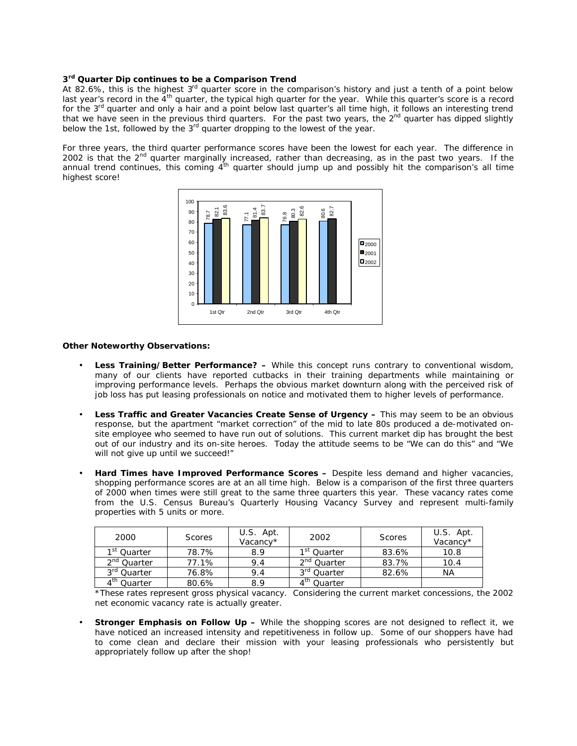**3rd Quarter Dip continues to be a Comparison Trend**

At 82.6%, this is the highest 3rd quarter score in the comparison's history and just a tenth of a point below last year's record in the 4th quarter, the typical high quarter for the year. While this quarter's score is a record for the 3rd quarter and only a hair and a point below last quarter's all time high, it follows an interesting trend that we have seen in the previous third quarters. For the past two years, the 2nd quarter has dipped slightly below the 1st, followed by the 3rd quarter dropping to the lowest of the year.

For three years, the third quarter performance scores have been the lowest for each year. The difference in 2002 is that the 2nd quarter marginally increased, rather than decreasing, as in the past two years. If the annual trend continues, this coming 4th quarter should jump up and possibly hit the comparison's all time highest score!

**Other Noteworthy Observations:**

- **Less Training/Better Performance? –** While this concept runs contrary to conventional wisdom, many of our clients have reported cutbacks in their training departments while maintaining or improving performance levels. Perhaps the obvious market downturn along with the perceived risk of job loss has put leasing professionals on notice and motivated them to higher levels of performance.

- **Less Traffic and Greater Vacancies Create Sense of Urgency –** This may seem to be an obvious response, but the apartment "market correction" of the mid to late 80s produced a de-motivated on-site employee who seemed to have run out of solutions. This current market dip has brought the best out of our industry and its on-site heroes. Today the attitude seems to be "We can do this" and "We will not give up until we succeed!"

- **Hard Times have Improved Performance Scores –** Despite less demand and higher vacancies, shopping performance scores are at an all time high. Below is a comparison of the first three quarters of 2000 when times were still great to the same three quarters this year. These vacancy rates come from the U.S. Census Bureau's Quarterly Housing Vacancy Survey and represent multi-family properties with 5 units or more.

| 2000 | Scores | U.S. Apt. Vacancy* | 2002 | Scores | U.S. Apt. Vacancy* |
|---|---|---|---|---|---|
| 1st Quarter | 78.7% | 8.9 | 1st Quarter | 83.6% | 10.8 |
| 2nd Quarter | 77.1% | 9.4 | 2nd Quarter | 83.7% | 10.4 |
| 3rd Quarter | 76.8% | 9.4 | 3rd Quarter | 82.6% | NA |
| 4th Quarter | 80.6% | 8.9 | 4th Quarter | | |

*These rates represent gross physical vacancy. Considering the current market concessions, the 2002 net economic vacancy rate is actually greater.

- **Stronger Emphasis on Follow Up –** While the shopping scores are not designed to reflect it, we have noticed an increased intensity and repetitiveness in follow up. Some of our shoppers have had to come clean and declare their mission with your leasing professionals who persistently but appropriately follow up after the shop!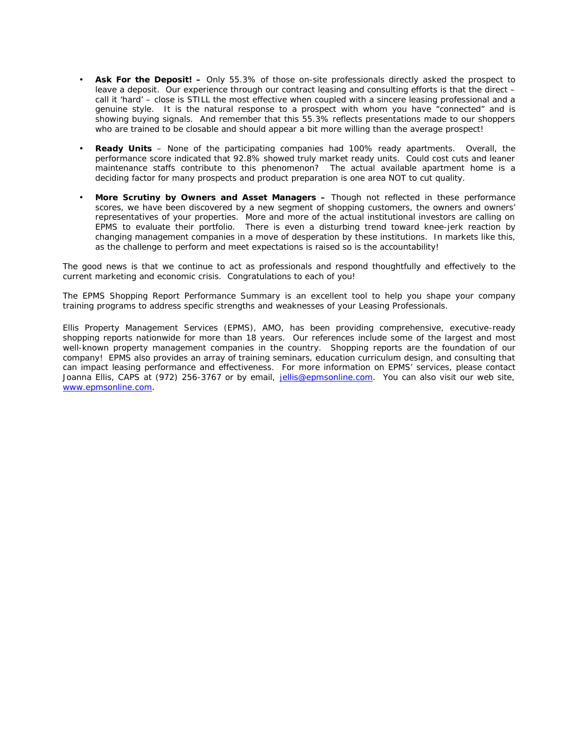- **Ask For the Deposit! –** Only 55.3% of those on-site professionals directly asked the prospect to leave a deposit. Our experience through our contract leasing and consulting efforts is that the direct – call it 'hard' – close is STILL the most effective when coupled with a sincere leasing professional and a genuine style. It is the natural response to a prospect with whom you have "connected" and is showing buying signals. And remember that this 55.3% reflects presentations made to our shoppers who are trained to be closable and should appear a bit more willing than the average prospect!

- **Ready Units** – None of the participating companies had 100% ready apartments. Overall, the performance score indicated that 92.8% showed truly market ready units. Could cost cuts and leaner maintenance staffs contribute to this phenomenon? The actual available apartment home is a deciding factor for many prospects and product preparation is one area NOT to cut quality.

- **More Scrutiny by Owners and Asset Managers –** Though not reflected in these performance scores, we have been discovered by a new segment of shopping customers, the owners and owners' representatives of your properties. More and more of the actual institutional investors are calling on EPMS to evaluate their portfolio. There is even a disturbing trend toward knee-jerk reaction by changing management companies in a move of desperation by these institutions. In markets like this, as the challenge to perform and meet expectations is raised so is the accountability!

The good news is that we continue to act as professionals and respond thoughtfully and effectively to the current marketing and economic crisis. Congratulations to each of you!

The EPMS Shopping Report Performance Summary is an excellent tool to help you shape your company training programs to address specific strengths and weaknesses of your Leasing Professionals.

Ellis Property Management Services (EPMS), AMO, has been providing comprehensive, executive-ready shopping reports nationwide for more than 18 years. Our references include some of the largest and most well-known property management companies in the country. Shopping reports are the foundation of our company! EPMS also provides an array of training seminars, education curriculum design, and consulting that can impact leasing performance and effectiveness. For more information on EPMS' services, please contact Joanna Ellis, CAPS at (972) 256-3767 or by email, jellis@epmsonline.com. You can also visit our web site, www.epmsonline.com.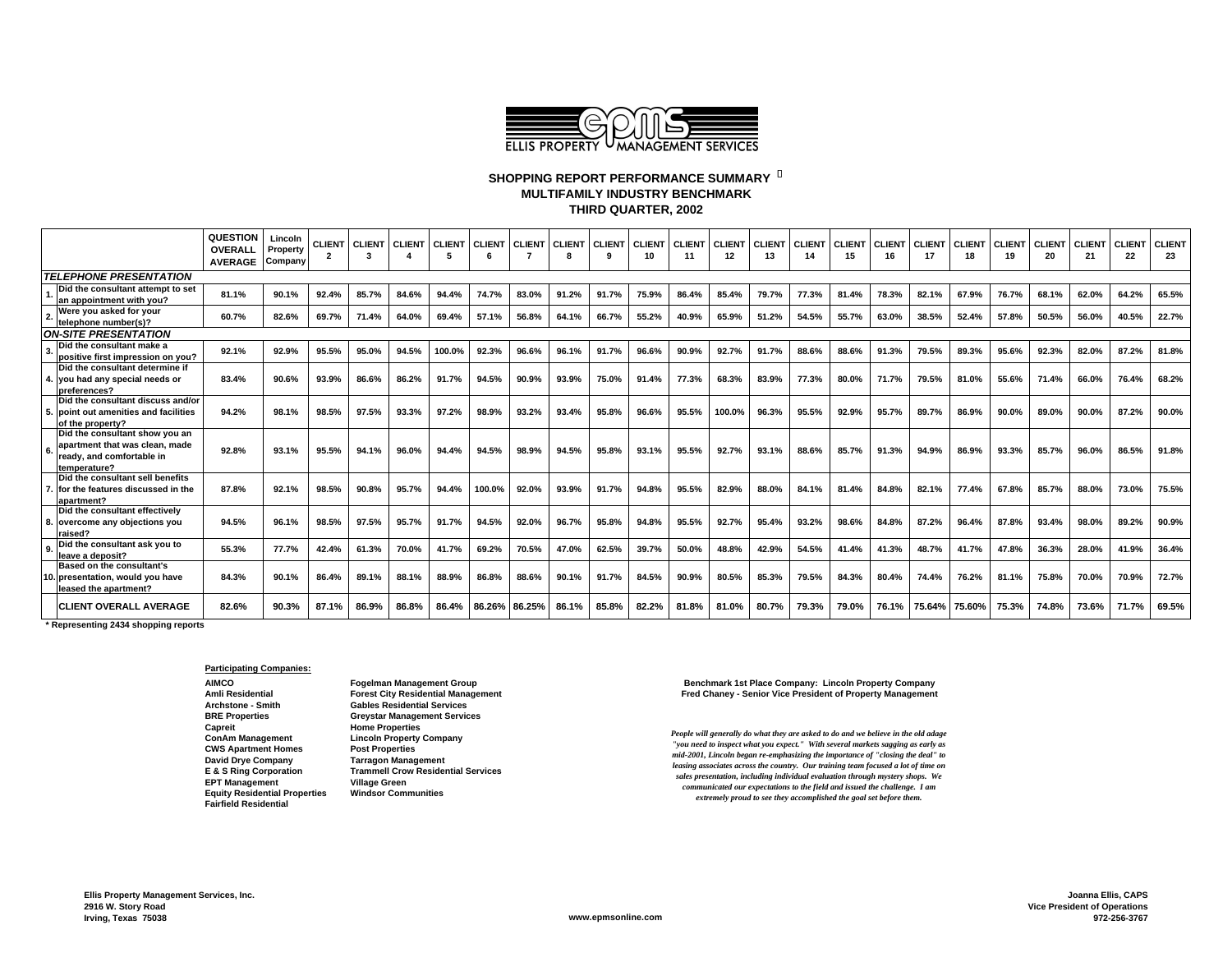ELLIS PROPERTY MANAGEMENT SERVICES

## SHOPPING REPORT PERFORMANCE SUMMARY
## MULTIFAMILY INDUSTRY BENCHMARK
## THIRD QUARTER, 2002

| | | QUESTION OVERALL AVERAGE | Lincoln Property Company | CLIENT 2 | CLIENT 3 | CLIENT 4 | CLIENT 5 | CLIENT 6 | CLIENT 7 | CLIENT 8 | CLIENT 9 | CLIENT 10 | CLIENT 11 | CLIENT 12 | CLIENT 13 | CLIENT 14 | CLIENT 15 | CLIENT 16 | CLIENT 17 | CLIENT 18 | CLIENT 19 | CLIENT 20 | CLIENT 21 | CLIENT 22 | CLIENT 23 |
|---|---|---|---|---|---|---|---|---|---|---|---|---|---|---|---|---|---|---|---|---|---|---|---|---|---|
| | ***TELEPHONE PRESENTATION*** | | | | | | | | | | | | | | | | | | | | | | | | |
| 1. | Did the consultant attempt to set an appointment with you? | 81.1% | 90.1% | 92.4% | 85.7% | 84.6% | 94.4% | 74.7% | 83.0% | 91.2% | 91.7% | 75.9% | 86.4% | 85.4% | 79.7% | 77.3% | 81.4% | 78.3% | 82.1% | 67.9% | 76.7% | 68.1% | 62.0% | 64.2% | 65.5% |
| 2. | Were you asked for your telephone number(s)? | 60.7% | 82.6% | 69.7% | 71.4% | 64.0% | 69.4% | 57.1% | 56.8% | 64.1% | 66.7% | 55.2% | 40.9% | 65.9% | 51.2% | 54.5% | 55.7% | 63.0% | 38.5% | 52.4% | 57.8% | 50.5% | 56.0% | 40.5% | 22.7% |
| | ***ON-SITE PRESENTATION*** | | | | | | | | | | | | | | | | | | | | | | | | |
| 3. | Did the consultant make a positive first impression on you? | 92.1% | 92.9% | 95.5% | 95.0% | 94.5% | 100.0% | 92.3% | 96.6% | 96.1% | 91.7% | 96.6% | 90.9% | 92.7% | 91.7% | 88.6% | 88.6% | 91.3% | 79.5% | 89.3% | 95.6% | 92.3% | 82.0% | 87.2% | 81.8% |
| 4. | Did the consultant determine if you had any special needs or preferences? | 83.4% | 90.6% | 93.9% | 86.6% | 86.2% | 91.7% | 94.5% | 90.9% | 93.9% | 75.0% | 91.4% | 77.3% | 68.3% | 83.9% | 77.3% | 80.0% | 71.7% | 79.5% | 81.0% | 55.6% | 71.4% | 66.0% | 76.4% | 68.2% |
| 5. | Did the consultant discuss and/or point out amenities and facilities of the property? | 94.2% | 98.1% | 98.5% | 97.5% | 93.3% | 97.2% | 98.9% | 93.2% | 93.4% | 95.8% | 96.6% | 95.5% | 100.0% | 96.3% | 95.5% | 92.9% | 95.7% | 89.7% | 86.9% | 90.0% | 89.0% | 90.0% | 87.2% | 90.0% |
| 6. | Did the consultant show you an apartment that was clean, made ready, and comfortable in temperature? | 92.8% | 93.1% | 95.5% | 94.1% | 96.0% | 94.4% | 94.5% | 98.9% | 94.5% | 95.8% | 93.1% | 95.5% | 92.7% | 93.1% | 88.6% | 85.7% | 91.3% | 94.9% | 86.9% | 93.3% | 85.7% | 96.0% | 86.5% | 91.8% |
| 7. | Did the consultant sell benefits for the features discussed in the apartment? | 87.8% | 92.1% | 98.5% | 90.8% | 95.7% | 94.4% | 100.0% | 92.0% | 93.9% | 91.7% | 94.8% | 95.5% | 82.9% | 88.0% | 84.1% | 81.4% | 84.8% | 82.1% | 77.4% | 67.8% | 85.7% | 88.0% | 73.0% | 75.5% |
| 8. | Did the consultant effectively overcome any objections you raised? | 94.5% | 96.1% | 98.5% | 97.5% | 95.7% | 91.7% | 94.5% | 92.0% | 96.7% | 95.8% | 94.8% | 95.5% | 92.7% | 95.4% | 93.2% | 98.6% | 84.8% | 87.2% | 96.4% | 87.8% | 93.4% | 98.0% | 89.2% | 90.9% |
| 9. | Did the consultant ask you to leave a deposit? | 55.3% | 77.7% | 42.4% | 61.3% | 70.0% | 41.7% | 69.2% | 70.5% | 47.0% | 62.5% | 39.7% | 50.0% | 48.8% | 42.9% | 54.5% | 41.4% | 41.3% | 48.7% | 41.7% | 47.8% | 36.3% | 28.0% | 41.9% | 36.4% |
| 10. | Based on the consultant's presentation, would you have leased the apartment? | 84.3% | 90.1% | 86.4% | 89.1% | 88.1% | 88.9% | 86.8% | 88.6% | 90.1% | 91.7% | 84.5% | 90.9% | 80.5% | 85.3% | 79.5% | 84.3% | 80.4% | 74.4% | 76.2% | 81.1% | 75.8% | 70.0% | 70.9% | 72.7% |
| | **CLIENT OVERALL AVERAGE** | 82.6% | 90.3% | 87.1% | 86.9% | 86.8% | 86.4% | 86.26% | 86.25% | 86.1% | 85.8% | 82.2% | 81.8% | 81.0% | 80.7% | 79.3% | 79.0% | 76.1% | 75.64% | 75.60% | 75.3% | 74.8% | 73.6% | 71.7% | 69.5% |

\* Representing 2434 shopping reports

**Participating Companies:**

AIMCO
Amli Residential
Archstone - Smith
BRE Properties
Capreit
ConAm Management
CWS Apartment Homes
David Drye Company
E & S Ring Corporation
EPT Management
Equity Residential Properties
Fairfield Residential
Fogelman Management Group
Forest City Residential Management
Gables Residential Services
Greystar Management Services
Home Properties
Lincoln Property Company
Post Properties
Tarragon Management
Trammell Crow Residential Services
Village Green
Windsor Communities

**Benchmark 1st Place Company: Lincoln Property Company**
**Fred Chaney - Senior Vice President of Property Management**

*People will generally do what they are asked to do and we believe in the old adage "you need to inspect what you expect." With several markets sagging as early as mid-2001, Lincoln began re-emphasizing the importance of "closing the deal" to leasing associates across the country. Our training team focused a lot of time on sales presentation, including individual evaluation through mystery shops. We communicated our expectations to the field and issued the challenge. I am extremely proud to see they accomplished the goal set before them.*

Ellis Property Management Services, Inc.
2916 W. Story Road
Irving, Texas 75038

www.epmsonline.com

Joanna Ellis, CAPS
Vice President of Operations
972-256-3767